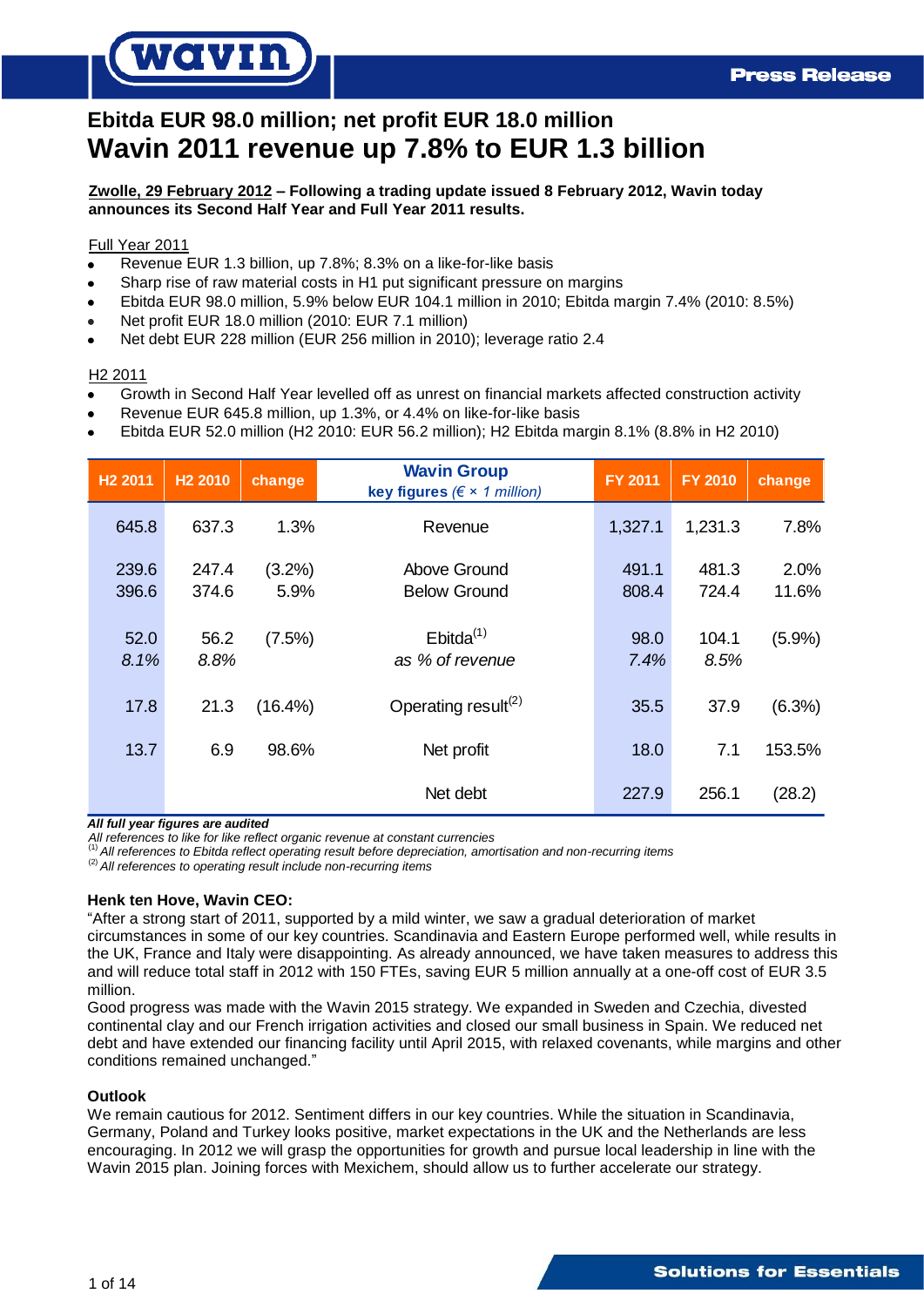**Press Release**

## Ebitda EUR 98.0 million; net profit EUR 18.0 million

# Wavin 2011 revenue up 7.8% to EUR 1.3 billion

**Zwolle, 29 February 2012 – Following a trading update issued 8 February 2012, Wavin today announces its Second Half Year and Full Year 2011 results.**

Full Year 2011

- Revenue EUR 1.3 billion, up 7.8%; 8.3% on a like-for-like basis
- Sharp rise of raw material costs in H1 put significant pressure on margins
- Ebitda EUR 98.0 million, 5.9% below EUR 104.1 million in 2010; Ebitda margin 7.4% (2010: 8.5%)
- Net profit EUR 18.0 million (2010: EUR 7.1 million)
- Net debt EUR 228 million (EUR 256 million in 2010); leverage ratio 2.4

H2 2011

- Growth in Second Half Year levelled off as unrest on financial markets affected construction activity
- Revenue EUR 645.8 million, up 1.3%, or 4.4% on like-for-like basis
- Ebitda EUR 52.0 million (H2 2010: EUR 56.2 million); H2 Ebitda margin 8.1% (8.8% in H2 2010)

| H2 2011 | H2 2010 | change | **Wavin Group** key figures *(€ × 1 million)* | FY 2011 | FY 2010 | change |
|---|---|---|---|---|---|---|
| 645.8 | 637.3 | 1.3% | Revenue | 1,327.1 | 1,231.3 | 7.8% |
| 239.6 | 247.4 | (3.2%) | Above Ground | 491.1 | 481.3 | 2.0% |
| 396.6 | 374.6 | 5.9% | Below Ground | 808.4 | 724.4 | 11.6% |
| 52.0 | 56.2 | (7.5%) | Ebitda[1] | 98.0 | 104.1 | (5.9%) |
| *8.1%* | *8.8%* | | *as % of revenue* | *7.4%* | *8.5%* | |
| 17.8 | 21.3 | (16.4%) | Operating result[2] | 35.5 | 37.9 | (6.3%) |
| 13.7 | 6.9 | 98.6% | Net profit | 18.0 | 7.1 | 153.5% |
| | | | Net debt | 227.9 | 256.1 | (28.2) |

***All full year figures are audited***

*All references to like for like reflect organic revenue at constant currencies*

*[1] All references to Ebitda reflect operating result before depreciation, amortisation and non-recurring items*

*[2] All references to operating result include non-recurring items*

**Henk ten Hove, Wavin CEO:**

"After a strong start of 2011, supported by a mild winter, we saw a gradual deterioration of market circumstances in some of our key countries. Scandinavia and Eastern Europe performed well, while results in the UK, France and Italy were disappointing. As already announced, we have taken measures to address this and will reduce total staff in 2012 with 150 FTEs, saving EUR 5 million annually at a one-off cost of EUR 3.5 million.

Good progress was made with the Wavin 2015 strategy. We expanded in Sweden and Czechia, divested continental clay and our French irrigation activities and closed our small business in Spain. We reduced net debt and have extended our financing facility until April 2015, with relaxed covenants, while margins and other conditions remained unchanged."

**Outlook**

We remain cautious for 2012. Sentiment differs in our key countries. While the situation in Scandinavia, Germany, Poland and Turkey looks positive, market expectations in the UK and the Netherlands are less encouraging. In 2012 we will grasp the opportunities for growth and pursue local leadership in line with the Wavin 2015 plan. Joining forces with Mexichem, should allow us to further accelerate our strategy.

**Solutions for Essentials**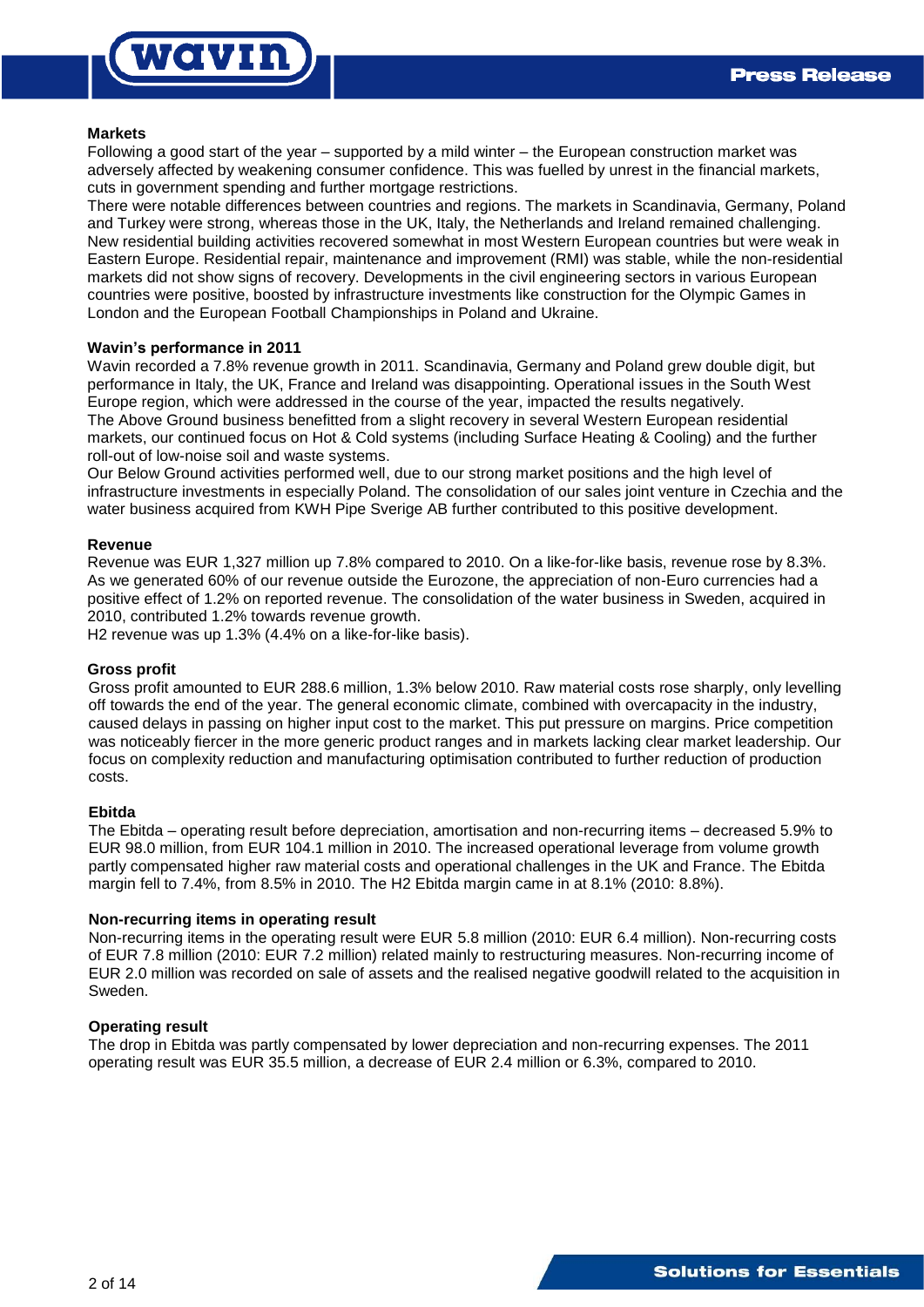**Markets**

Following a good start of the year – supported by a mild winter – the European construction market was adversely affected by weakening consumer confidence. This was fuelled by unrest in the financial markets, cuts in government spending and further mortgage restrictions.

There were notable differences between countries and regions. The markets in Scandinavia, Germany, Poland and Turkey were strong, whereas those in the UK, Italy, the Netherlands and Ireland remained challenging. New residential building activities recovered somewhat in most Western European countries but were weak in Eastern Europe. Residential repair, maintenance and improvement (RMI) was stable, while the non-residential markets did not show signs of recovery. Developments in the civil engineering sectors in various European countries were positive, boosted by infrastructure investments like construction for the Olympic Games in London and the European Football Championships in Poland and Ukraine.

**Wavin's performance in 2011**

Wavin recorded a 7.8% revenue growth in 2011. Scandinavia, Germany and Poland grew double digit, but performance in Italy, the UK, France and Ireland was disappointing. Operational issues in the South West Europe region, which were addressed in the course of the year, impacted the results negatively.

The Above Ground business benefitted from a slight recovery in several Western European residential markets, our continued focus on Hot & Cold systems (including Surface Heating & Cooling) and the further roll-out of low-noise soil and waste systems.

Our Below Ground activities performed well, due to our strong market positions and the high level of infrastructure investments in especially Poland. The consolidation of our sales joint venture in Czechia and the water business acquired from KWH Pipe Sverige AB further contributed to this positive development.

**Revenue**

Revenue was EUR 1,327 million up 7.8% compared to 2010. On a like-for-like basis, revenue rose by 8.3%. As we generated 60% of our revenue outside the Eurozone, the appreciation of non-Euro currencies had a positive effect of 1.2% on reported revenue. The consolidation of the water business in Sweden, acquired in 2010, contributed 1.2% towards revenue growth.

H2 revenue was up 1.3% (4.4% on a like-for-like basis).

**Gross profit**

Gross profit amounted to EUR 288.6 million, 1.3% below 2010. Raw material costs rose sharply, only levelling off towards the end of the year. The general economic climate, combined with overcapacity in the industry, caused delays in passing on higher input cost to the market. This put pressure on margins. Price competition was noticeably fiercer in the more generic product ranges and in markets lacking clear market leadership. Our focus on complexity reduction and manufacturing optimisation contributed to further reduction of production costs.

**Ebitda**

The Ebitda – operating result before depreciation, amortisation and non-recurring items – decreased 5.9% to EUR 98.0 million, from EUR 104.1 million in 2010. The increased operational leverage from volume growth partly compensated higher raw material costs and operational challenges in the UK and France. The Ebitda margin fell to 7.4%, from 8.5% in 2010. The H2 Ebitda margin came in at 8.1% (2010: 8.8%).

**Non-recurring items in operating result**

Non-recurring items in the operating result were EUR 5.8 million (2010: EUR 6.4 million). Non-recurring costs of EUR 7.8 million (2010: EUR 7.2 million) related mainly to restructuring measures. Non-recurring income of EUR 2.0 million was recorded on sale of assets and the realised negative goodwill related to the acquisition in Sweden.

**Operating result**

The drop in Ebitda was partly compensated by lower depreciation and non-recurring expenses. The 2011 operating result was EUR 35.5 million, a decrease of EUR 2.4 million or 6.3%, compared to 2010.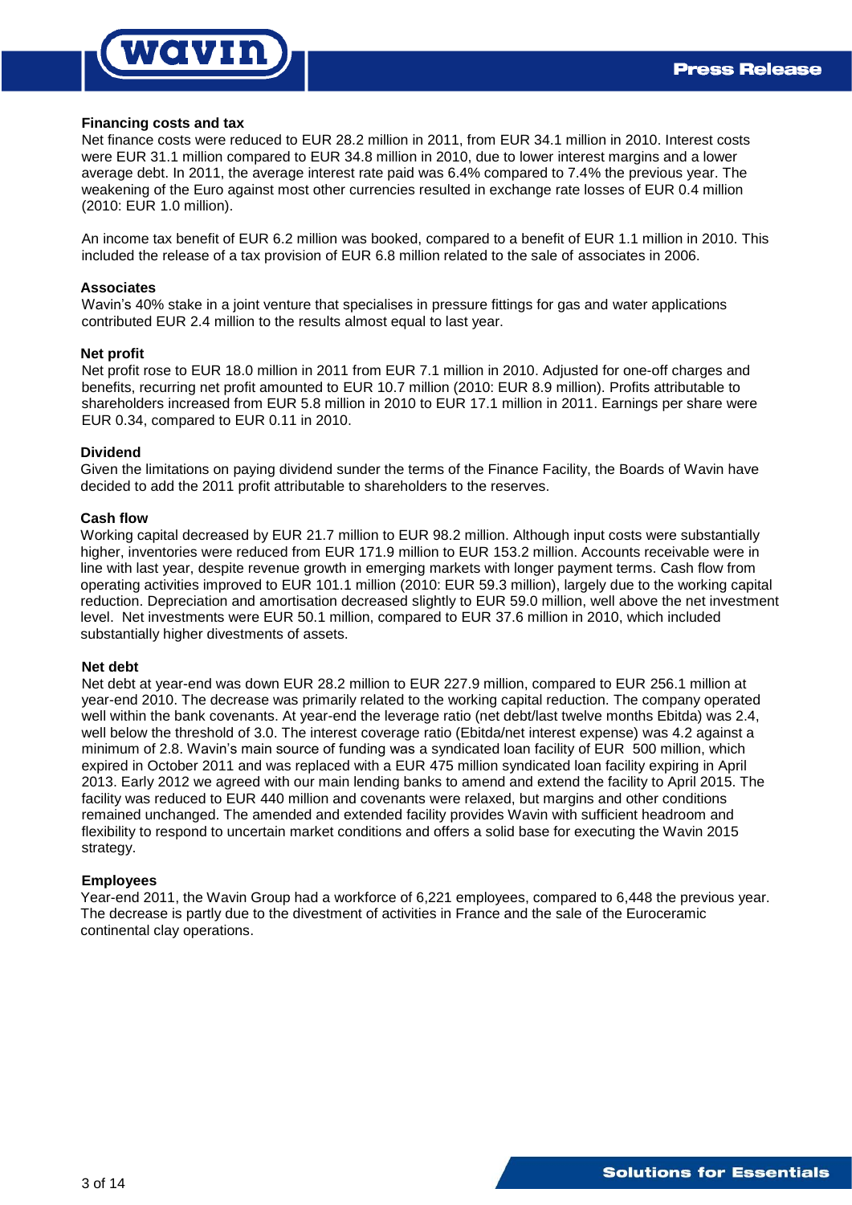**Financing costs and tax**

Net finance costs were reduced to EUR 28.2 million in 2011, from EUR 34.1 million in 2010. Interest costs were EUR 31.1 million compared to EUR 34.8 million in 2010, due to lower interest margins and a lower average debt. In 2011, the average interest rate paid was 6.4% compared to 7.4% the previous year. The weakening of the Euro against most other currencies resulted in exchange rate losses of EUR 0.4 million (2010: EUR 1.0 million).

An income tax benefit of EUR 6.2 million was booked, compared to a benefit of EUR 1.1 million in 2010. This included the release of a tax provision of EUR 6.8 million related to the sale of associates in 2006.

**Associates**

Wavin's 40% stake in a joint venture that specialises in pressure fittings for gas and water applications contributed EUR 2.4 million to the results almost equal to last year.

**Net profit**

Net profit rose to EUR 18.0 million in 2011 from EUR 7.1 million in 2010. Adjusted for one-off charges and benefits, recurring net profit amounted to EUR 10.7 million (2010: EUR 8.9 million). Profits attributable to shareholders increased from EUR 5.8 million in 2010 to EUR 17.1 million in 2011. Earnings per share were EUR 0.34, compared to EUR 0.11 in 2010.

**Dividend**

Given the limitations on paying dividend sunder the terms of the Finance Facility, the Boards of Wavin have decided to add the 2011 profit attributable to shareholders to the reserves.

**Cash flow**

Working capital decreased by EUR 21.7 million to EUR 98.2 million. Although input costs were substantially higher, inventories were reduced from EUR 171.9 million to EUR 153.2 million. Accounts receivable were in line with last year, despite revenue growth in emerging markets with longer payment terms. Cash flow from operating activities improved to EUR 101.1 million (2010: EUR 59.3 million), largely due to the working capital reduction. Depreciation and amortisation decreased slightly to EUR 59.0 million, well above the net investment level. Net investments were EUR 50.1 million, compared to EUR 37.6 million in 2010, which included substantially higher divestments of assets.

**Net debt**

Net debt at year-end was down EUR 28.2 million to EUR 227.9 million, compared to EUR 256.1 million at year-end 2010. The decrease was primarily related to the working capital reduction. The company operated well within the bank covenants. At year-end the leverage ratio (net debt/last twelve months Ebitda) was 2.4, well below the threshold of 3.0. The interest coverage ratio (Ebitda/net interest expense) was 4.2 against a minimum of 2.8. Wavin's main source of funding was a syndicated loan facility of EUR 500 million, which expired in October 2011 and was replaced with a EUR 475 million syndicated loan facility expiring in April 2013. Early 2012 we agreed with our main lending banks to amend and extend the facility to April 2015. The facility was reduced to EUR 440 million and covenants were relaxed, but margins and other conditions remained unchanged. The amended and extended facility provides Wavin with sufficient headroom and flexibility to respond to uncertain market conditions and offers a solid base for executing the Wavin 2015 strategy.

**Employees**

Year-end 2011, the Wavin Group had a workforce of 6,221 employees, compared to 6,448 the previous year. The decrease is partly due to the divestment of activities in France and the sale of the Euroceramic continental clay operations.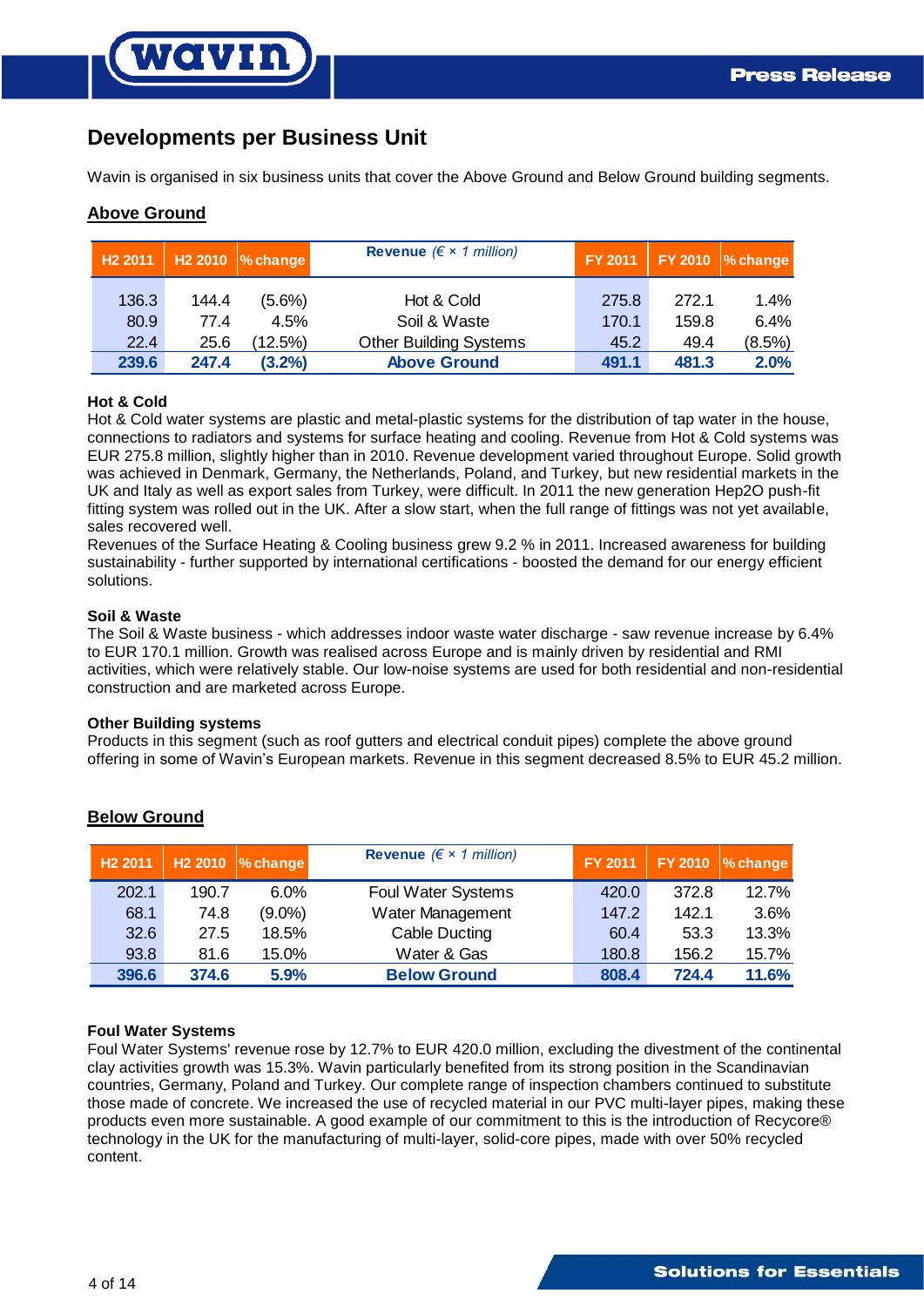## Developments per Business Unit

Wavin is organised in six business units that cover the Above Ground and Below Ground building segments.

### Above Ground

| H2 2011 | H2 2010 | % change | Revenue *(€ × 1 million)* | FY 2011 | FY 2010 | % change |
|---|---|---|---|---|---|---|
| 136.3 | 144.4 | (5.6%) | Hot & Cold | 275.8 | 272.1 | 1.4% |
| 80.9 | 77.4 | 4.5% | Soil & Waste | 170.1 | 159.8 | 6.4% |
| 22.4 | 25.6 | (12.5%) | Other Building Systems | 45.2 | 49.4 | (8.5%) |
| **239.6** | **247.4** | **(3.2%)** | **Above Ground** | **491.1** | **481.3** | **2.0%** |

**Hot & Cold**

Hot & Cold water systems are plastic and metal-plastic systems for the distribution of tap water in the house, connections to radiators and systems for surface heating and cooling. Revenue from Hot & Cold systems was EUR 275.8 million, slightly higher than in 2010. Revenue development varied throughout Europe. Solid growth was achieved in Denmark, Germany, the Netherlands, Poland, and Turkey, but new residential markets in the UK and Italy as well as export sales from Turkey, were difficult. In 2011 the new generation Hep2O push-fit fitting system was rolled out in the UK. After a slow start, when the full range of fittings was not yet available, sales recovered well.

Revenues of the Surface Heating & Cooling business grew 9.2 % in 2011. Increased awareness for building sustainability - further supported by international certifications - boosted the demand for our energy efficient solutions.

**Soil & Waste**

The Soil & Waste business - which addresses indoor waste water discharge - saw revenue increase by 6.4% to EUR 170.1 million. Growth was realised across Europe and is mainly driven by residential and RMI activities, which were relatively stable. Our low-noise systems are used for both residential and non-residential construction and are marketed across Europe.

**Other Building systems**

Products in this segment (such as roof gutters and electrical conduit pipes) complete the above ground offering in some of Wavin's European markets. Revenue in this segment decreased 8.5% to EUR 45.2 million.

### Below Ground

| H2 2011 | H2 2010 | % change | Revenue *(€ × 1 million)* | FY 2011 | FY 2010 | % change |
|---|---|---|---|---|---|---|
| 202.1 | 190.7 | 6.0% | Foul Water Systems | 420.0 | 372.8 | 12.7% |
| 68.1 | 74.8 | (9.0%) | Water Management | 147.2 | 142.1 | 3.6% |
| 32.6 | 27.5 | 18.5% | Cable Ducting | 60.4 | 53.3 | 13.3% |
| 93.8 | 81.6 | 15.0% | Water & Gas | 180.8 | 156.2 | 15.7% |
| **396.6** | **374.6** | **5.9%** | **Below Ground** | **808.4** | **724.4** | **11.6%** |

**Foul Water Systems**

Foul Water Systems' revenue rose by 12.7% to EUR 420.0 million, excluding the divestment of the continental clay activities growth was 15.3%. Wavin particularly benefited from its strong position in the Scandinavian countries, Germany, Poland and Turkey. Our complete range of inspection chambers continued to substitute those made of concrete. We increased the use of recycled material in our PVC multi-layer pipes, making these products even more sustainable. A good example of our commitment to this is the introduction of Recycore® technology in the UK for the manufacturing of multi-layer, solid-core pipes, made with over 50% recycled content.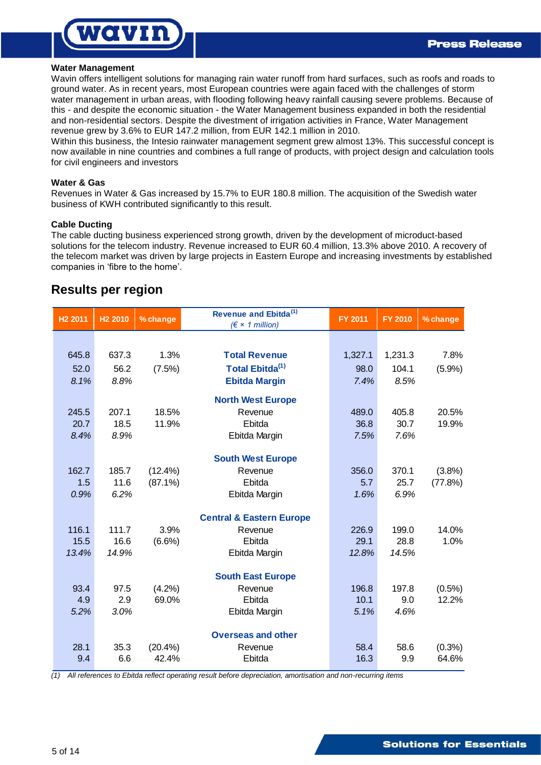### Water Management

Wavin offers intelligent solutions for managing rain water runoff from hard surfaces, such as roofs and roads to ground water. As in recent years, most European countries were again faced with the challenges of storm water management in urban areas, with flooding following heavy rainfall causing severe problems. Because of this - and despite the economic situation - the Water Management business expanded in both the residential and non-residential sectors. Despite the divestment of irrigation activities in France, Water Management revenue grew by 3.6% to EUR 147.2 million, from EUR 142.1 million in 2010.

Within this business, the Intesio rainwater management segment grew almost 13%. This successful concept is now available in nine countries and combines a full range of products, with project design and calculation tools for civil engineers and investors

### Water & Gas

Revenues in Water & Gas increased by 15.7% to EUR 180.8 million. The acquisition of the Swedish water business of KWH contributed significantly to this result.

### Cable Ducting

The cable ducting business experienced strong growth, driven by the development of microduct-based solutions for the telecom industry. Revenue increased to EUR 60.4 million, 13.3% above 2010. A recovery of the telecom market was driven by large projects in Eastern Europe and increasing investments by established companies in 'fibre to the home'.

## Results per region

| H2 2011 | H2 2010 | % change | Revenue and Ebitda[1] (€ × 1 million) | FY 2011 | FY 2010 | % change |
|---|---|---|---|---|---|---|
| 645.8 | 637.3 | 1.3% | **Total Revenue** | 1,327.1 | 1,231.3 | 7.8% |
| 52.0 | 56.2 | (7.5%) | **Total Ebitda[1]** | 98.0 | 104.1 | (5.9%) |
| *8.1%* | *8.8%* | | **Ebitda Margin** | *7.4%* | *8.5%* | |
| | | | **North West Europe** | | | |
| 245.5 | 207.1 | 18.5% | Revenue | 489.0 | 405.8 | 20.5% |
| 20.7 | 18.5 | 11.9% | Ebitda | 36.8 | 30.7 | 19.9% |
| *8.4%* | *8.9%* | | Ebitda Margin | *7.5%* | *7.6%* | |
| | | | **South West Europe** | | | |
| 162.7 | 185.7 | (12.4%) | Revenue | 356.0 | 370.1 | (3.8%) |
| 1.5 | 11.6 | (87.1%) | Ebitda | 5.7 | 25.7 | (77.8%) |
| *0.9%* | *6.2%* | | Ebitda Margin | *1.6%* | *6.9%* | |
| | | | **Central & Eastern Europe** | | | |
| 116.1 | 111.7 | 3.9% | Revenue | 226.9 | 199.0 | 14.0% |
| 15.5 | 16.6 | (6.6%) | Ebitda | 29.1 | 28.8 | 1.0% |
| *13.4%* | *14.9%* | | Ebitda Margin | *12.8%* | *14.5%* | |
| | | | **South East Europe** | | | |
| 93.4 | 97.5 | (4.2%) | Revenue | 196.8 | 197.8 | (0.5%) |
| 4.9 | 2.9 | 69.0% | Ebitda | 10.1 | 9.0 | 12.2% |
| *5.2%* | *3.0%* | | Ebitda Margin | *5.1%* | *4.6%* | |
| | | | **Overseas and other** | | | |
| 28.1 | 35.3 | (20.4%) | Revenue | 58.4 | 58.6 | (0.3%) |
| 9.4 | 6.6 | 42.4% | Ebitda | 16.3 | 9.9 | 64.6% |

*(1) All references to Ebitda reflect operating result before depreciation, amortisation and non-recurring items*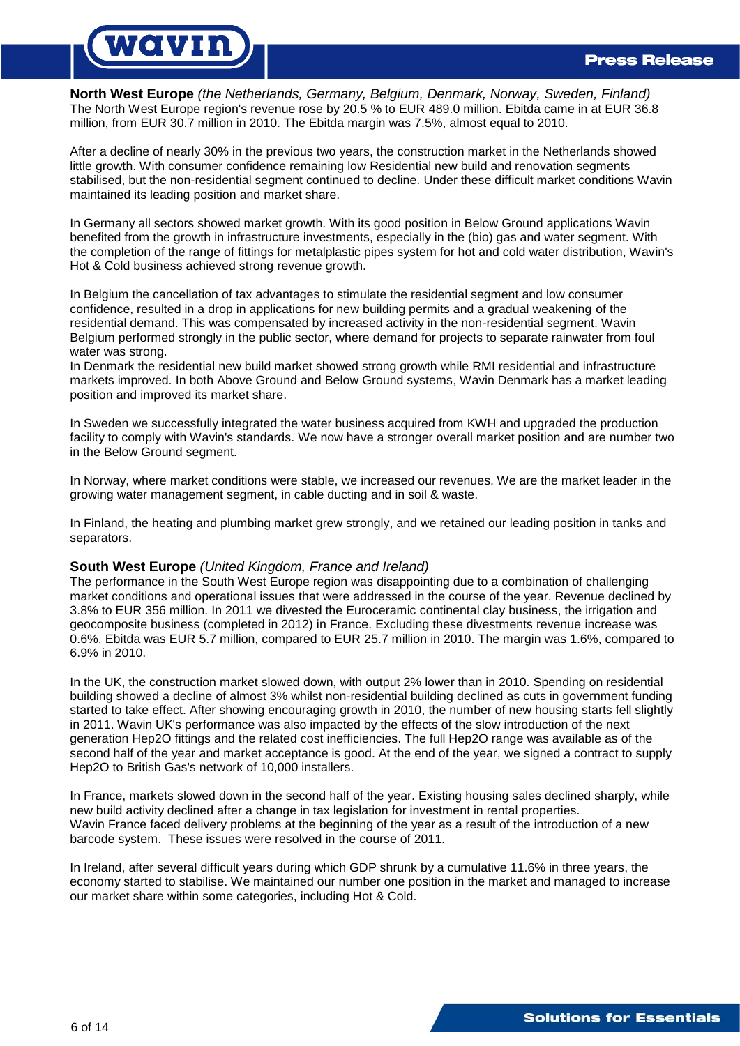**North West Europe** *(the Netherlands, Germany, Belgium, Denmark, Norway, Sweden, Finland)*
The North West Europe region's revenue rose by 20.5 % to EUR 489.0 million. Ebitda came in at EUR 36.8 million, from EUR 30.7 million in 2010. The Ebitda margin was 7.5%, almost equal to 2010.

After a decline of nearly 30% in the previous two years, the construction market in the Netherlands showed little growth. With consumer confidence remaining low Residential new build and renovation segments stabilised, but the non-residential segment continued to decline. Under these difficult market conditions Wavin maintained its leading position and market share.

In Germany all sectors showed market growth. With its good position in Below Ground applications Wavin benefited from the growth in infrastructure investments, especially in the (bio) gas and water segment. With the completion of the range of fittings for metalplastic pipes system for hot and cold water distribution, Wavin's Hot & Cold business achieved strong revenue growth.

In Belgium the cancellation of tax advantages to stimulate the residential segment and low consumer confidence, resulted in a drop in applications for new building permits and a gradual weakening of the residential demand. This was compensated by increased activity in the non-residential segment. Wavin Belgium performed strongly in the public sector, where demand for projects to separate rainwater from foul water was strong.
In Denmark the residential new build market showed strong growth while RMI residential and infrastructure markets improved. In both Above Ground and Below Ground systems, Wavin Denmark has a market leading position and improved its market share.

In Sweden we successfully integrated the water business acquired from KWH and upgraded the production facility to comply with Wavin's standards. We now have a stronger overall market position and are number two in the Below Ground segment.

In Norway, where market conditions were stable, we increased our revenues. We are the market leader in the growing water management segment, in cable ducting and in soil & waste.

In Finland, the heating and plumbing market grew strongly, and we retained our leading position in tanks and separators.

**South West Europe** *(United Kingdom, France and Ireland)*
The performance in the South West Europe region was disappointing due to a combination of challenging market conditions and operational issues that were addressed in the course of the year. Revenue declined by 3.8% to EUR 356 million. In 2011 we divested the Euroceramic continental clay business, the irrigation and geocomposite business (completed in 2012) in France. Excluding these divestments revenue increase was 0.6%. Ebitda was EUR 5.7 million, compared to EUR 25.7 million in 2010. The margin was 1.6%, compared to 6.9% in 2010.

In the UK, the construction market slowed down, with output 2% lower than in 2010. Spending on residential building showed a decline of almost 3% whilst non-residential building declined as cuts in government funding started to take effect. After showing encouraging growth in 2010, the number of new housing starts fell slightly in 2011. Wavin UK's performance was also impacted by the effects of the slow introduction of the next generation Hep2O fittings and the related cost inefficiencies. The full Hep2O range was available as of the second half of the year and market acceptance is good. At the end of the year, we signed a contract to supply Hep2O to British Gas's network of 10,000 installers.

In France, markets slowed down in the second half of the year. Existing housing sales declined sharply, while new build activity declined after a change in tax legislation for investment in rental properties.
Wavin France faced delivery problems at the beginning of the year as a result of the introduction of a new barcode system. These issues were resolved in the course of 2011.

In Ireland, after several difficult years during which GDP shrunk by a cumulative 11.6% in three years, the economy started to stabilise. We maintained our number one position in the market and managed to increase our market share within some categories, including Hot & Cold.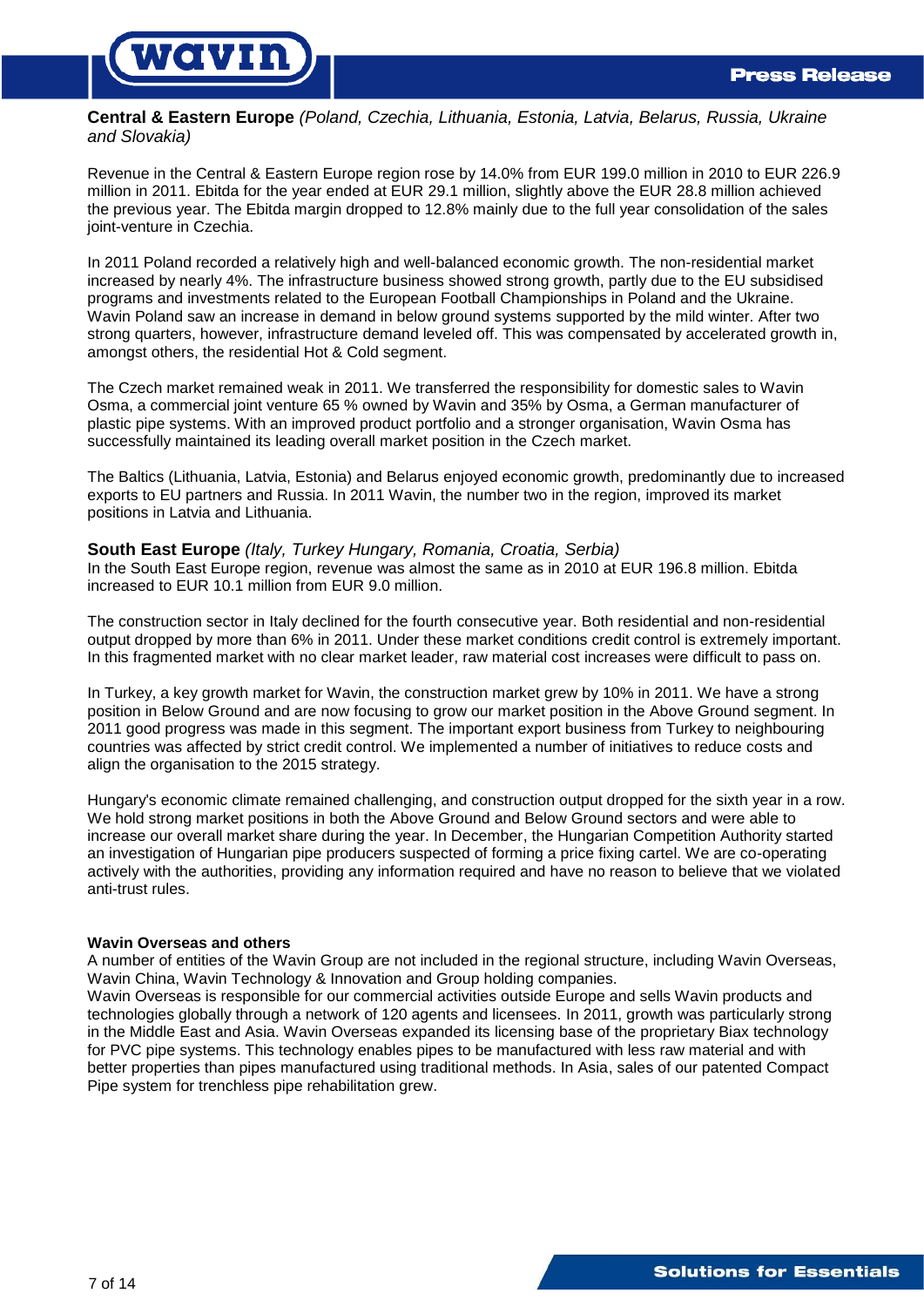**Central & Eastern Europe** *(Poland, Czechia, Lithuania, Estonia, Latvia, Belarus, Russia, Ukraine and Slovakia)*

Revenue in the Central & Eastern Europe region rose by 14.0% from EUR 199.0 million in 2010 to EUR 226.9 million in 2011. Ebitda for the year ended at EUR 29.1 million, slightly above the EUR 28.8 million achieved the previous year. The Ebitda margin dropped to 12.8% mainly due to the full year consolidation of the sales joint-venture in Czechia.

In 2011 Poland recorded a relatively high and well-balanced economic growth. The non-residential market increased by nearly 4%. The infrastructure business showed strong growth, partly due to the EU subsidised programs and investments related to the European Football Championships in Poland and the Ukraine. Wavin Poland saw an increase in demand in below ground systems supported by the mild winter. After two strong quarters, however, infrastructure demand leveled off. This was compensated by accelerated growth in, amongst others, the residential Hot & Cold segment.

The Czech market remained weak in 2011. We transferred the responsibility for domestic sales to Wavin Osma, a commercial joint venture 65 % owned by Wavin and 35% by Osma, a German manufacturer of plastic pipe systems. With an improved product portfolio and a stronger organisation, Wavin Osma has successfully maintained its leading overall market position in the Czech market.

The Baltics (Lithuania, Latvia, Estonia) and Belarus enjoyed economic growth, predominantly due to increased exports to EU partners and Russia. In 2011 Wavin, the number two in the region, improved its market positions in Latvia and Lithuania.

**South East Europe** *(Italy, Turkey Hungary, Romania, Croatia, Serbia)*

In the South East Europe region, revenue was almost the same as in 2010 at EUR 196.8 million. Ebitda increased to EUR 10.1 million from EUR 9.0 million.

The construction sector in Italy declined for the fourth consecutive year. Both residential and non-residential output dropped by more than 6% in 2011. Under these market conditions credit control is extremely important. In this fragmented market with no clear market leader, raw material cost increases were difficult to pass on.

In Turkey, a key growth market for Wavin, the construction market grew by 10% in 2011. We have a strong position in Below Ground and are now focusing to grow our market position in the Above Ground segment. In 2011 good progress was made in this segment. The important export business from Turkey to neighbouring countries was affected by strict credit control. We implemented a number of initiatives to reduce costs and align the organisation to the 2015 strategy.

Hungary's economic climate remained challenging, and construction output dropped for the sixth year in a row. We hold strong market positions in both the Above Ground and Below Ground sectors and were able to increase our overall market share during the year. In December, the Hungarian Competition Authority started an investigation of Hungarian pipe producers suspected of forming a price fixing cartel. We are co-operating actively with the authorities, providing any information required and have no reason to believe that we violated anti-trust rules.

**Wavin Overseas and others**

A number of entities of the Wavin Group are not included in the regional structure, including Wavin Overseas, Wavin China, Wavin Technology & Innovation and Group holding companies.

Wavin Overseas is responsible for our commercial activities outside Europe and sells Wavin products and technologies globally through a network of 120 agents and licensees. In 2011, growth was particularly strong in the Middle East and Asia. Wavin Overseas expanded its licensing base of the proprietary Biax technology for PVC pipe systems. This technology enables pipes to be manufactured with less raw material and with better properties than pipes manufactured using traditional methods. In Asia, sales of our patented Compact Pipe system for trenchless pipe rehabilitation grew.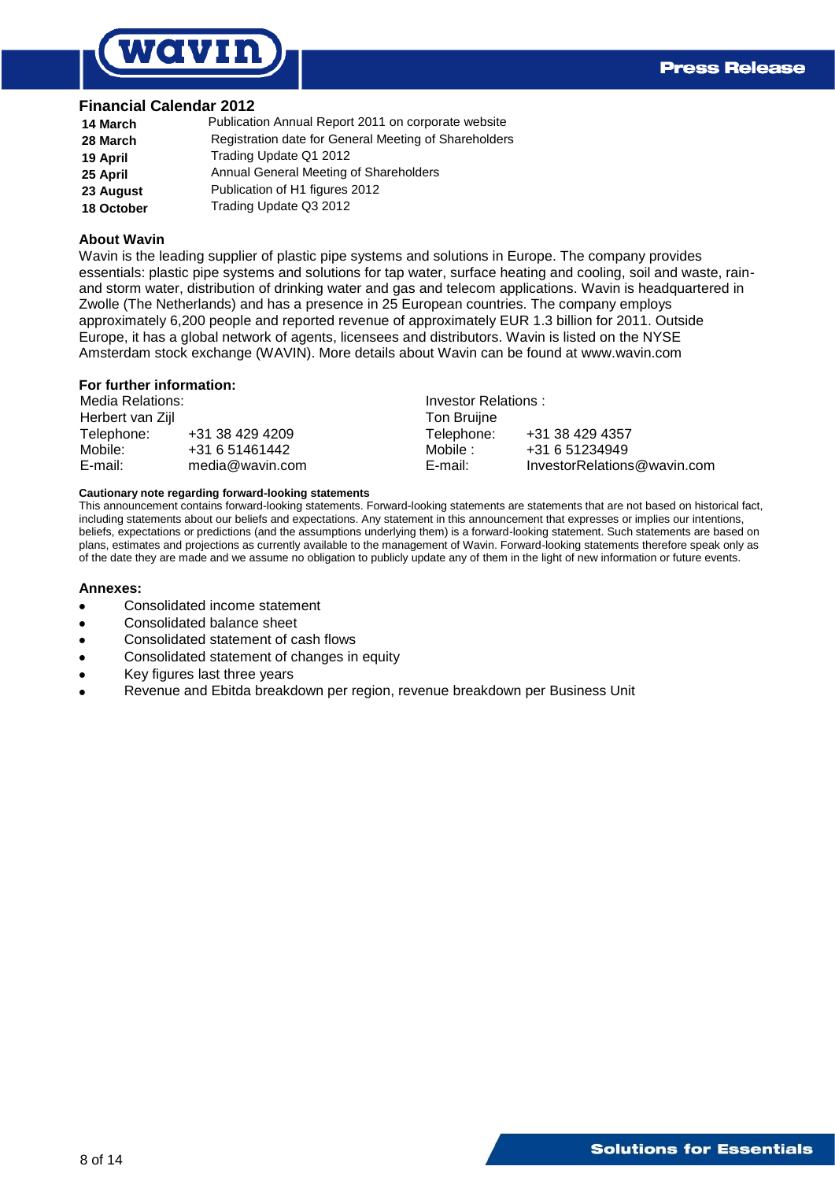## Financial Calendar 2012

| | |
|---|---|
| **14 March** | Publication Annual Report 2011 on corporate website |
| **28 March** | Registration date for General Meeting of Shareholders |
| **19 April** | Trading Update Q1 2012 |
| **25 April** | Annual General Meeting of Shareholders |
| **23 August** | Publication of H1 figures 2012 |
| **18 October** | Trading Update Q3 2012 |

### About Wavin

Wavin is the leading supplier of plastic pipe systems and solutions in Europe. The company provides essentials: plastic pipe systems and solutions for tap water, surface heating and cooling, soil and waste, rain- and storm water, distribution of drinking water and gas and telecom applications. Wavin is headquartered in Zwolle (The Netherlands) and has a presence in 25 European countries. The company employs approximately 6,200 people and reported revenue of approximately EUR 1.3 billion for 2011. Outside Europe, it has a global network of agents, licensees and distributors. Wavin is listed on the NYSE Amsterdam stock exchange (WAVIN). More details about Wavin can be found at www.wavin.com

### For further information:

| Media Relations: | | Investor Relations : | |
|---|---|---|---|
| Herbert van Zijl | | Ton Bruijne | |
| Telephone: | +31 38 429 4209 | Telephone: | +31 38 429 4357 |
| Mobile: | +31 6 51461442 | Mobile : | +31 6 51234949 |
| E-mail: | media@wavin.com | E-mail: | InvestorRelations@wavin.com |

**Cautionary note regarding forward-looking statements**

This announcement contains forward-looking statements. Forward-looking statements are statements that are not based on historical fact, including statements about our beliefs and expectations. Any statement in this announcement that expresses or implies our intentions, beliefs, expectations or predictions (and the assumptions underlying them) is a forward-looking statement. Such statements are based on plans, estimates and projections as currently available to the management of Wavin. Forward-looking statements therefore speak only as of the date they are made and we assume no obligation to publicly update any of them in the light of new information or future events.

### Annexes:

- Consolidated income statement
- Consolidated balance sheet
- Consolidated statement of cash flows
- Consolidated statement of changes in equity
- Key figures last three years
- Revenue and Ebitda breakdown per region, revenue breakdown per Business Unit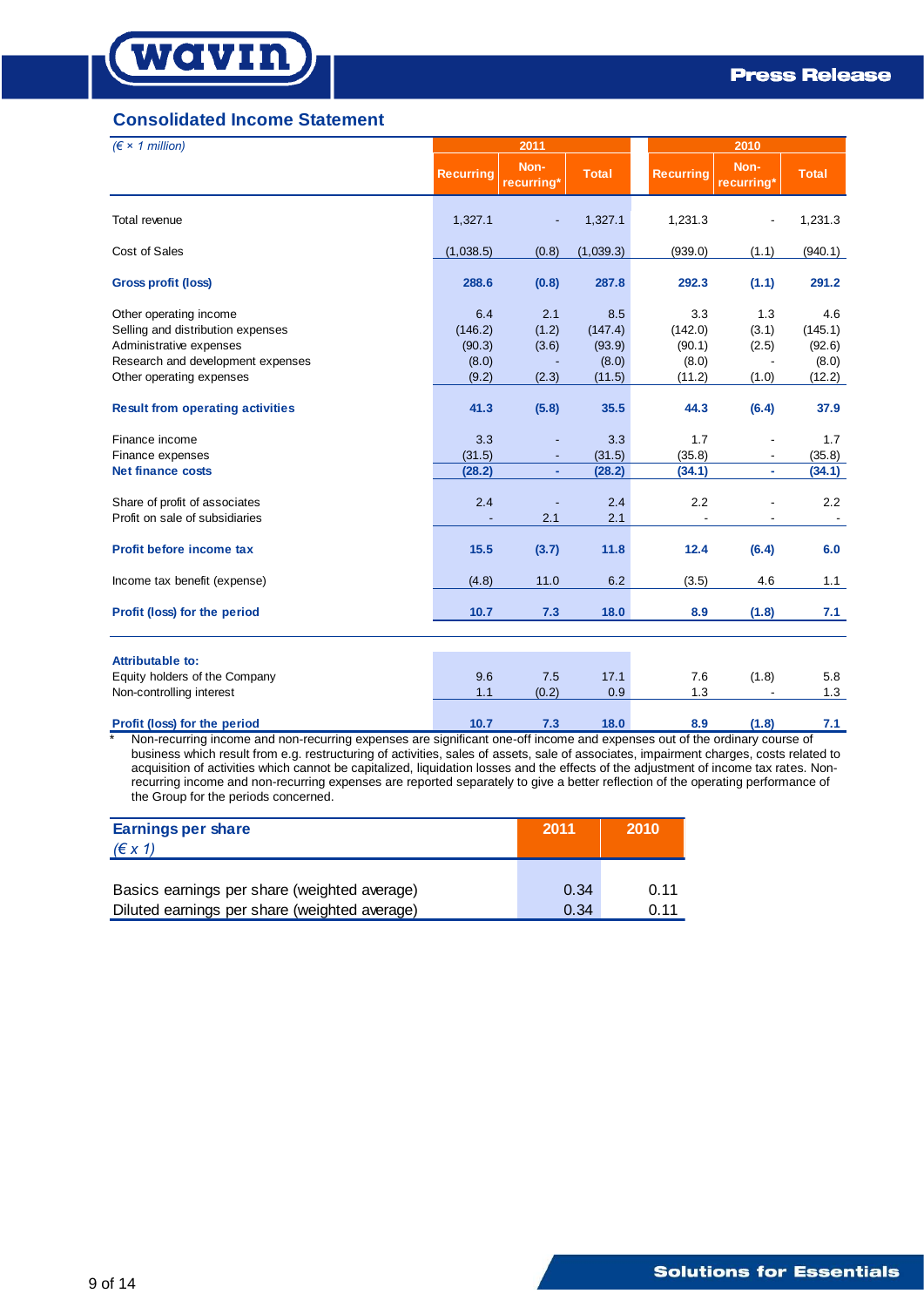## Consolidated Income Statement

| *(€ × 1 million)* | 2011 | | | 2010 | | |
|---|---|---|---|---|---|---|
| | Recurring | Non-recurring* | Total | Recurring | Non-recurring* | Total |
| Total revenue | 1,327.1 | - | 1,327.1 | 1,231.3 | - | 1,231.3 |
| Cost of Sales | (1,038.5) | (0.8) | (1,039.3) | (939.0) | (1.1) | (940.1) |
| **Gross profit (loss)** | **288.6** | **(0.8)** | **287.8** | **292.3** | **(1.1)** | **291.2** |
| Other operating income | 6.4 | 2.1 | 8.5 | 3.3 | 1.3 | 4.6 |
| Selling and distribution expenses | (146.2) | (1.2) | (147.4) | (142.0) | (3.1) | (145.1) |
| Administrative expenses | (90.3) | (3.6) | (93.9) | (90.1) | (2.5) | (92.6) |
| Research and development expenses | (8.0) | - | (8.0) | (8.0) | - | (8.0) |
| Other operating expenses | (9.2) | (2.3) | (11.5) | (11.2) | (1.0) | (12.2) |
| **Result from operating activities** | **41.3** | **(5.8)** | **35.5** | **44.3** | **(6.4)** | **37.9** |
| Finance income | 3.3 | - | 3.3 | 1.7 | - | 1.7 |
| Finance expenses | (31.5) | - | (31.5) | (35.8) | - | (35.8) |
| **Net finance costs** | **(28.2)** | **-** | **(28.2)** | **(34.1)** | **-** | **(34.1)** |
| Share of profit of associates | 2.4 | - | 2.4 | 2.2 | - | 2.2 |
| Profit on sale of subsidiaries | - | 2.1 | 2.1 | - | - | - |
| **Profit before income tax** | **15.5** | **(3.7)** | **11.8** | **12.4** | **(6.4)** | **6.0** |
| Income tax benefit (expense) | (4.8) | 11.0 | 6.2 | (3.5) | 4.6 | 1.1 |
| **Profit (loss) for the period** | **10.7** | **7.3** | **18.0** | **8.9** | **(1.8)** | **7.1** |
| **Attributable to:** | | | | | | |
| Equity holders of the Company | 9.6 | 7.5 | 17.1 | 7.6 | (1.8) | 5.8 |
| Non-controlling interest | 1.1 | (0.2) | 0.9 | 1.3 | - | 1.3 |
| **Profit (loss) for the period** | **10.7** | **7.3** | **18.0** | **8.9** | **(1.8)** | **7.1** |

\* Non-recurring income and non-recurring expenses are significant one-off income and expenses out of the ordinary course of business which result from e.g. restructuring of activities, sales of assets, sale of associates, impairment charges, costs related to acquisition of activities which cannot be capitalized, liquidation losses and the effects of the adjustment of income tax rates. Non-recurring income and non-recurring expenses are reported separately to give a better reflection of the operating performance of the Group for the periods concerned.

| **Earnings per share** *(€ x 1)* | 2011 | 2010 |
|---|---|---|
| Basics earnings per share (weighted average) | 0.34 | 0.11 |
| Diluted earnings per share (weighted average) | 0.34 | 0.11 |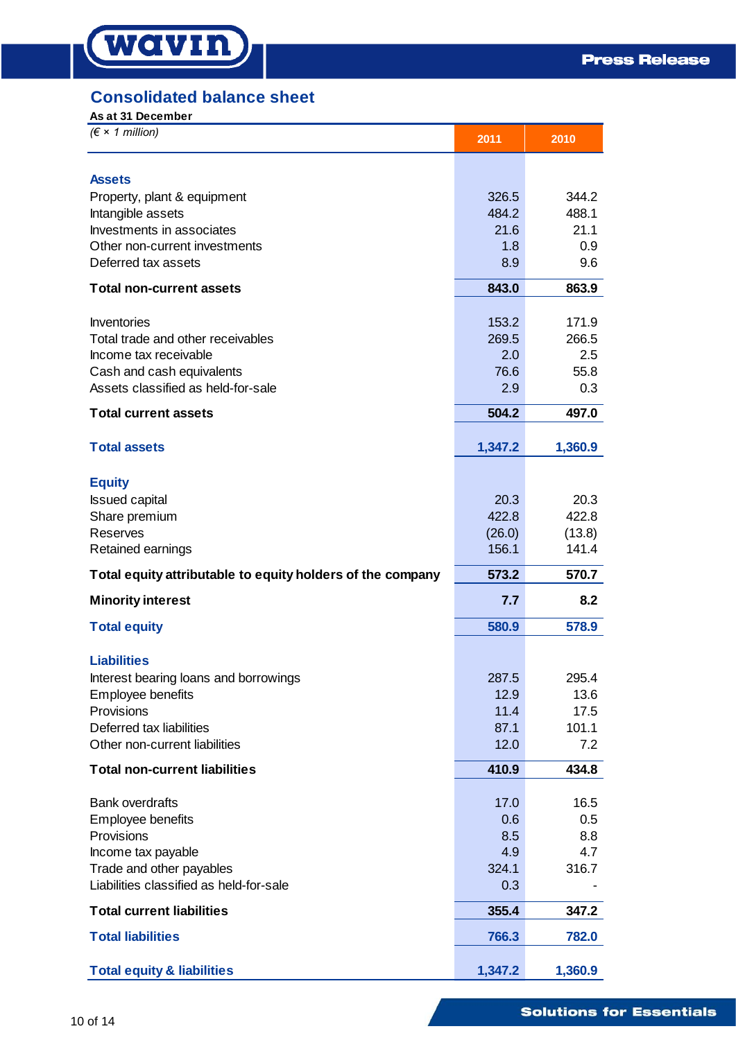## Consolidated balance sheet

**As at 31 December**

| *(€ × 1 million)* | 2011 | 2010 |
|---|---|---|
| **Assets** | | |
| Property, plant & equipment | 326.5 | 344.2 |
| Intangible assets | 484.2 | 488.1 |
| Investments in associates | 21.6 | 21.1 |
| Other non-current investments | 1.8 | 0.9 |
| Deferred tax assets | 8.9 | 9.6 |
| **Total non-current assets** | **843.0** | **863.9** |
| Inventories | 153.2 | 171.9 |
| Total trade and other receivables | 269.5 | 266.5 |
| Income tax receivable | 2.0 | 2.5 |
| Cash and cash equivalents | 76.6 | 55.8 |
| Assets classified as held-for-sale | 2.9 | 0.3 |
| **Total current assets** | **504.2** | **497.0** |
| **Total assets** | **1,347.2** | **1,360.9** |
| **Equity** | | |
| Issued capital | 20.3 | 20.3 |
| Share premium | 422.8 | 422.8 |
| Reserves | (26.0) | (13.8) |
| Retained earnings | 156.1 | 141.4 |
| **Total equity attributable to equity holders of the company** | **573.2** | **570.7** |
| **Minority interest** | **7.7** | **8.2** |
| **Total equity** | **580.9** | **578.9** |
| **Liabilities** | | |
| Interest bearing loans and borrowings | 287.5 | 295.4 |
| Employee benefits | 12.9 | 13.6 |
| Provisions | 11.4 | 17.5 |
| Deferred tax liabilities | 87.1 | 101.1 |
| Other non-current liabilities | 12.0 | 7.2 |
| **Total non-current liabilities** | **410.9** | **434.8** |
| Bank overdrafts | 17.0 | 16.5 |
| Employee benefits | 0.6 | 0.5 |
| Provisions | 8.5 | 8.8 |
| Income tax payable | 4.9 | 4.7 |
| Trade and other payables | 324.1 | 316.7 |
| Liabilities classified as held-for-sale | 0.3 | - |
| **Total current liabilities** | **355.4** | **347.2** |
| **Total liabilities** | **766.3** | **782.0** |
| **Total equity & liabilities** | **1,347.2** | **1,360.9** |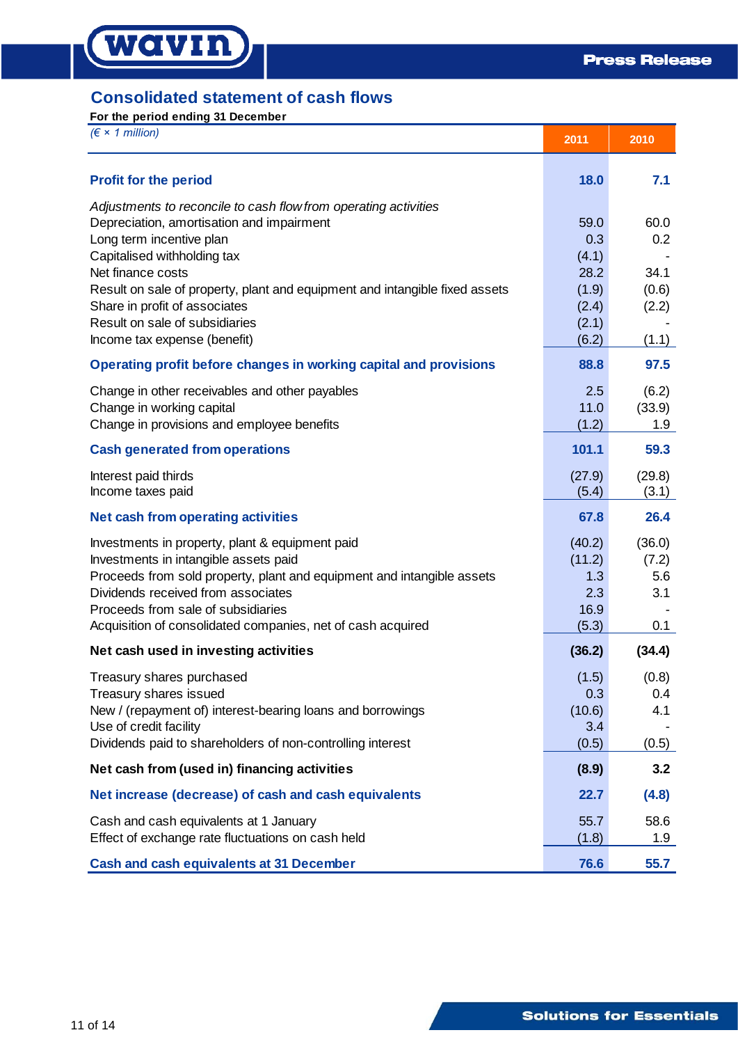## Consolidated statement of cash flows

**For the period ending 31 December**

| *(€ × 1 million)* | 2011 | 2010 |
|---|---|---|
| **Profit for the period** | **18.0** | **7.1** |
| *Adjustments to reconcile to cash flow from operating activities* | | |
| Depreciation, amortisation and impairment | 59.0 | 60.0 |
| Long term incentive plan | 0.3 | 0.2 |
| Capitalised withholding tax | (4.1) | - |
| Net finance costs | 28.2 | 34.1 |
| Result on sale of property, plant and equipment and intangible fixed assets | (1.9) | (0.6) |
| Share in profit of associates | (2.4) | (2.2) |
| Result on sale of subsidiaries | (2.1) | - |
| Income tax expense (benefit) | (6.2) | (1.1) |
| **Operating profit before changes in working capital and provisions** | **88.8** | **97.5** |
| Change in other receivables and other payables | 2.5 | (6.2) |
| Change in working capital | 11.0 | (33.9) |
| Change in provisions and employee benefits | (1.2) | 1.9 |
| **Cash generated from operations** | **101.1** | **59.3** |
| Interest paid thirds | (27.9) | (29.8) |
| Income taxes paid | (5.4) | (3.1) |
| **Net cash from operating activities** | **67.8** | **26.4** |
| Investments in property, plant & equipment paid | (40.2) | (36.0) |
| Investments in intangible assets paid | (11.2) | (7.2) |
| Proceeds from sold property, plant and equipment and intangible assets | 1.3 | 5.6 |
| Dividends received from associates | 2.3 | 3.1 |
| Proceeds from sale of subsidiaries | 16.9 | - |
| Acquisition of consolidated companies, net of cash acquired | (5.3) | 0.1 |
| **Net cash used in investing activities** | **(36.2)** | **(34.4)** |
| Treasury shares purchased | (1.5) | (0.8) |
| Treasury shares issued | 0.3 | 0.4 |
| New / (repayment of) interest-bearing loans and borrowings | (10.6) | 4.1 |
| Use of credit facility | 3.4 | - |
| Dividends paid to shareholders of non-controlling interest | (0.5) | (0.5) |
| **Net cash from (used in) financing activities** | **(8.9)** | **3.2** |
| **Net increase (decrease) of cash and cash equivalents** | **22.7** | **(4.8)** |
| Cash and cash equivalents at 1 January | 55.7 | 58.6 |
| Effect of exchange rate fluctuations on cash held | (1.8) | 1.9 |
| **Cash and cash equivalents at 31 December** | **76.6** | **55.7** |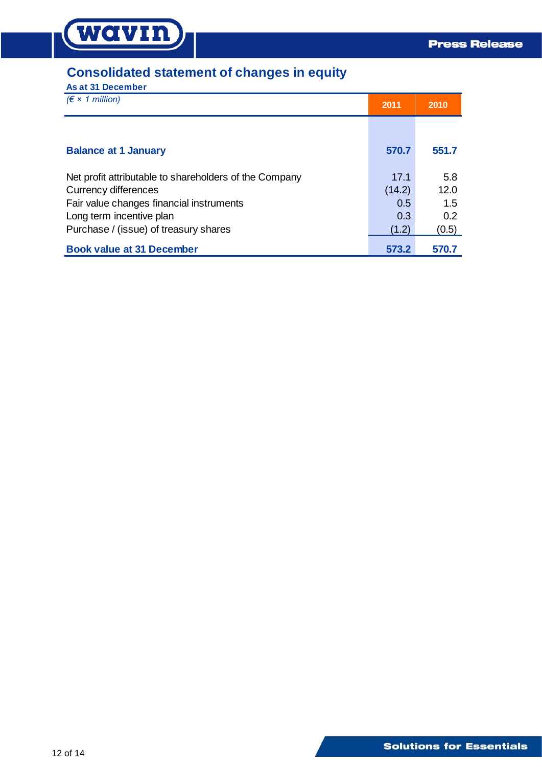## Consolidated statement of changes in equity

**As at 31 December**

| *(€ × 1 million)* | 2011 | 2010 |
|---|---|---|
| **Balance at 1 January** | **570.7** | **551.7** |
| Net profit attributable to shareholders of the Company | 17.1 | 5.8 |
| Currency differences | (14.2) | 12.0 |
| Fair value changes financial instruments | 0.5 | 1.5 |
| Long term incentive plan | 0.3 | 0.2 |
| Purchase / (issue) of treasury shares | (1.2) | (0.5) |
| **Book value at 31 December** | **573.2** | **570.7** |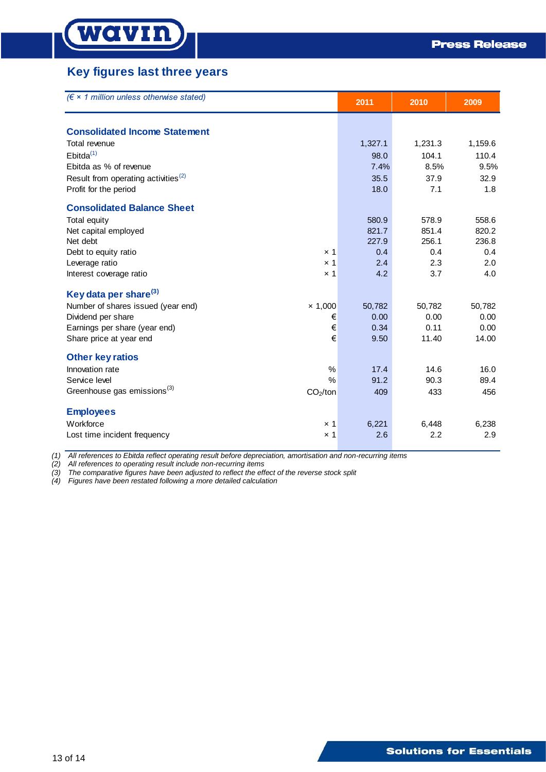## Key figures last three years

| *(€ × 1 million unless otherwise stated)* | | 2011 | 2010 | 2009 |
|---|---|---|---|---|
| **Consolidated Income Statement** | | | | |
| Total revenue | | 1,327.1 | 1,231.3 | 1,159.6 |
| Ebitda[1] | | 98.0 | 104.1 | 110.4 |
| Ebitda as % of revenue | | 7.4% | 8.5% | 9.5% |
| Result from operating activities[2] | | 35.5 | 37.9 | 32.9 |
| Profit for the period | | 18.0 | 7.1 | 1.8 |
| **Consolidated Balance Sheet** | | | | |
| Total equity | | 580.9 | 578.9 | 558.6 |
| Net capital employed | | 821.7 | 851.4 | 820.2 |
| Net debt | | 227.9 | 256.1 | 236.8 |
| Debt to equity ratio | × 1 | 0.4 | 0.4 | 0.4 |
| Leverage ratio | × 1 | 2.4 | 2.3 | 2.0 |
| Interest coverage ratio | × 1 | 4.2 | 3.7 | 4.0 |
| **Key data per share[3]** | | | | |
| Number of shares issued (year end) | × 1,000 | 50,782 | 50,782 | 50,782 |
| Dividend per share | € | 0.00 | 0.00 | 0.00 |
| Earnings per share (year end) | € | 0.34 | 0.11 | 0.00 |
| Share price at year end | € | 9.50 | 11.40 | 14.00 |
| **Other key ratios** | | | | |
| Innovation rate | % | 17.4 | 14.6 | 16.0 |
| Service level | % | 91.2 | 90.3 | 89.4 |
| Greenhouse gas emissions[3] | $CO_2$/ton | 409 | 433 | 456 |
| **Employees** | | | | |
| Workforce | × 1 | 6,221 | 6,448 | 6,238 |
| Lost time incident frequency | × 1 | 2.6 | 2.2 | 2.9 |

*(1) All references to Ebitda reflect operating result before depreciation, amortisation and non-recurring items*
*(2) All references to operating result include non-recurring items*
*(3) The comparative figures have been adjusted to reflect the effect of the reverse stock split*
*(4) Figures have been restated following a more detailed calculation*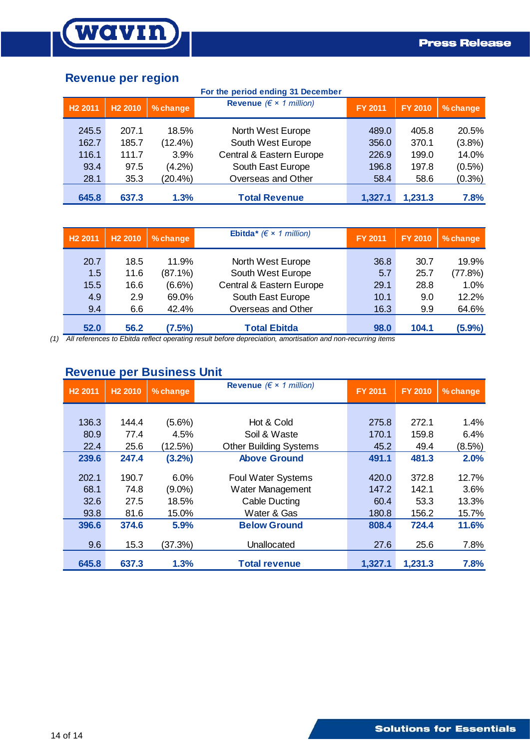## Revenue per region

For the period ending 31 December

| H2 2011 | H2 2010 | % change | Revenue *(€ × 1 million)* | FY 2011 | FY 2010 | % change |
|---|---|---|---|---|---|---|
| 245.5 | 207.1 | 18.5% | North West Europe | 489.0 | 405.8 | 20.5% |
| 162.7 | 185.7 | (12.4%) | South West Europe | 356.0 | 370.1 | (3.8%) |
| 116.1 | 111.7 | 3.9% | Central & Eastern Europe | 226.9 | 199.0 | 14.0% |
| 93.4 | 97.5 | (4.2%) | South East Europe | 196.8 | 197.8 | (0.5%) |
| 28.1 | 35.3 | (20.4%) | Overseas and Other | 58.4 | 58.6 | (0.3%) |
| **645.8** | **637.3** | **1.3%** | **Total Revenue** | **1,327.1** | **1,231.3** | **7.8%** |

| H2 2011 | H2 2010 | % change | Ebitda* *(€ × 1 million)* | FY 2011 | FY 2010 | % change |
|---|---|---|---|---|---|---|
| 20.7 | 18.5 | 11.9% | North West Europe | 36.8 | 30.7 | 19.9% |
| 1.5 | 11.6 | (87.1%) | South West Europe | 5.7 | 25.7 | (77.8%) |
| 15.5 | 16.6 | (6.6%) | Central & Eastern Europe | 29.1 | 28.8 | 1.0% |
| 4.9 | 2.9 | 69.0% | South East Europe | 10.1 | 9.0 | 12.2% |
| 9.4 | 6.6 | 42.4% | Overseas and Other | 16.3 | 9.9 | 64.6% |
| **52.0** | **56.2** | **(7.5%)** | **Total Ebitda** | **98.0** | **104.1** | **(5.9%)** |

(1) *All references to Ebitda reflect operating result before depreciation, amortisation and non-recurring items*

## Revenue per Business Unit

| H2 2011 | H2 2010 | % change | Revenue *(€ × 1 million)* | FY 2011 | FY 2010 | % change |
|---|---|---|---|---|---|---|
| 136.3 | 144.4 | (5.6%) | Hot & Cold | 275.8 | 272.1 | 1.4% |
| 80.9 | 77.4 | 4.5% | Soil & Waste | 170.1 | 159.8 | 6.4% |
| 22.4 | 25.6 | (12.5%) | Other Building Systems | 45.2 | 49.4 | (8.5%) |
| **239.6** | **247.4** | **(3.2%)** | **Above Ground** | **491.1** | **481.3** | **2.0%** |
| 202.1 | 190.7 | 6.0% | Foul Water Systems | 420.0 | 372.8 | 12.7% |
| 68.1 | 74.8 | (9.0%) | Water Management | 147.2 | 142.1 | 3.6% |
| 32.6 | 27.5 | 18.5% | Cable Ducting | 60.4 | 53.3 | 13.3% |
| 93.8 | 81.6 | 15.0% | Water & Gas | 180.8 | 156.2 | 15.7% |
| **396.6** | **374.6** | **5.9%** | **Below Ground** | **808.4** | **724.4** | **11.6%** |
| 9.6 | 15.3 | (37.3%) | Unallocated | 27.6 | 25.6 | 7.8% |
| **645.8** | **637.3** | **1.3%** | **Total revenue** | **1,327.1** | **1,231.3** | **7.8%** |